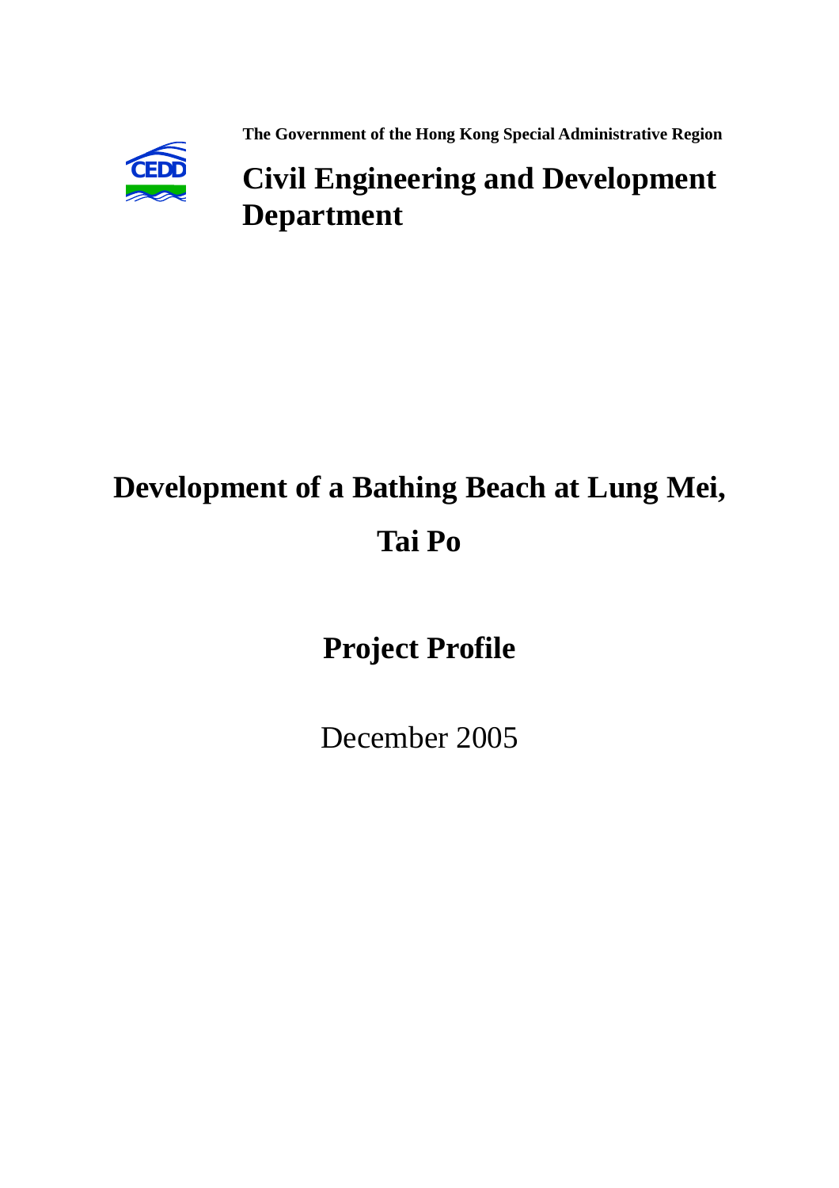The Government of the Hong Kong Special Administrative Region

**Civil Engineering and Development Department**

# Development of a Bathing Beach at Lung Mei, Tai Po

## Project Profile

December 2005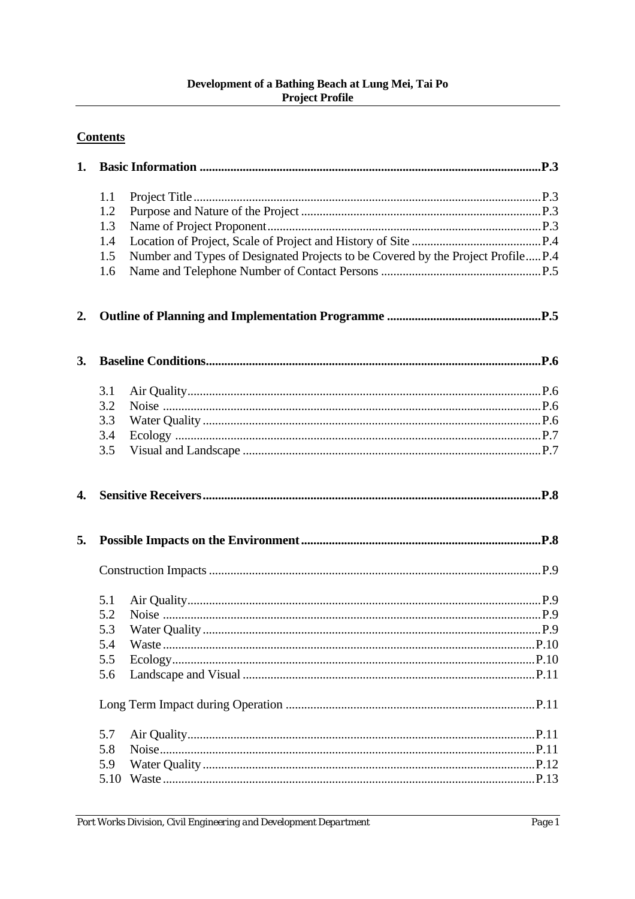Development of a Bathing Beach at Lung Mei, Tai Po
Project Profile

**Contents**

**1. Basic Information ................................................ P.3**

- 1.1 Project Title ................................................ P.3
- 1.2 Purpose and Nature of the Project ................................................ P.3
- 1.3 Name of Project Proponent ................................................ P.3
- 1.4 Location of Project, Scale of Project and History of Site ................................................ P.4
- 1.5 Number and Types of Designated Projects to be Covered by the Project Profile ..... P.4
- 1.6 Name and Telephone Number of Contact Persons ................................................ P.5

**2. Outline of Planning and Implementation Programme ................................................ P.5**

**3. Baseline Conditions ................................................ P.6**

- 3.1 Air Quality ................................................ P.6
- 3.2 Noise ................................................ P.6
- 3.3 Water Quality ................................................ P.6
- 3.4 Ecology ................................................ P.7
- 3.5 Visual and Landscape ................................................ P.7

**4. Sensitive Receivers ................................................ P.8**

**5. Possible Impacts on the Environment ................................................ P.8**

Construction Impacts ................................................ P.9

- 5.1 Air Quality ................................................ P.9
- 5.2 Noise ................................................ P.9
- 5.3 Water Quality ................................................ P.9
- 5.4 Waste ................................................ P.10
- 5.5 Ecology ................................................ P.10
- 5.6 Landscape and Visual ................................................ P.11

Long Term Impact during Operation ................................................ P.11

- 5.7 Air Quality ................................................ P.11
- 5.8 Noise ................................................ P.11
- 5.9 Water Quality ................................................ P.12
- 5.10 Waste ................................................ P.13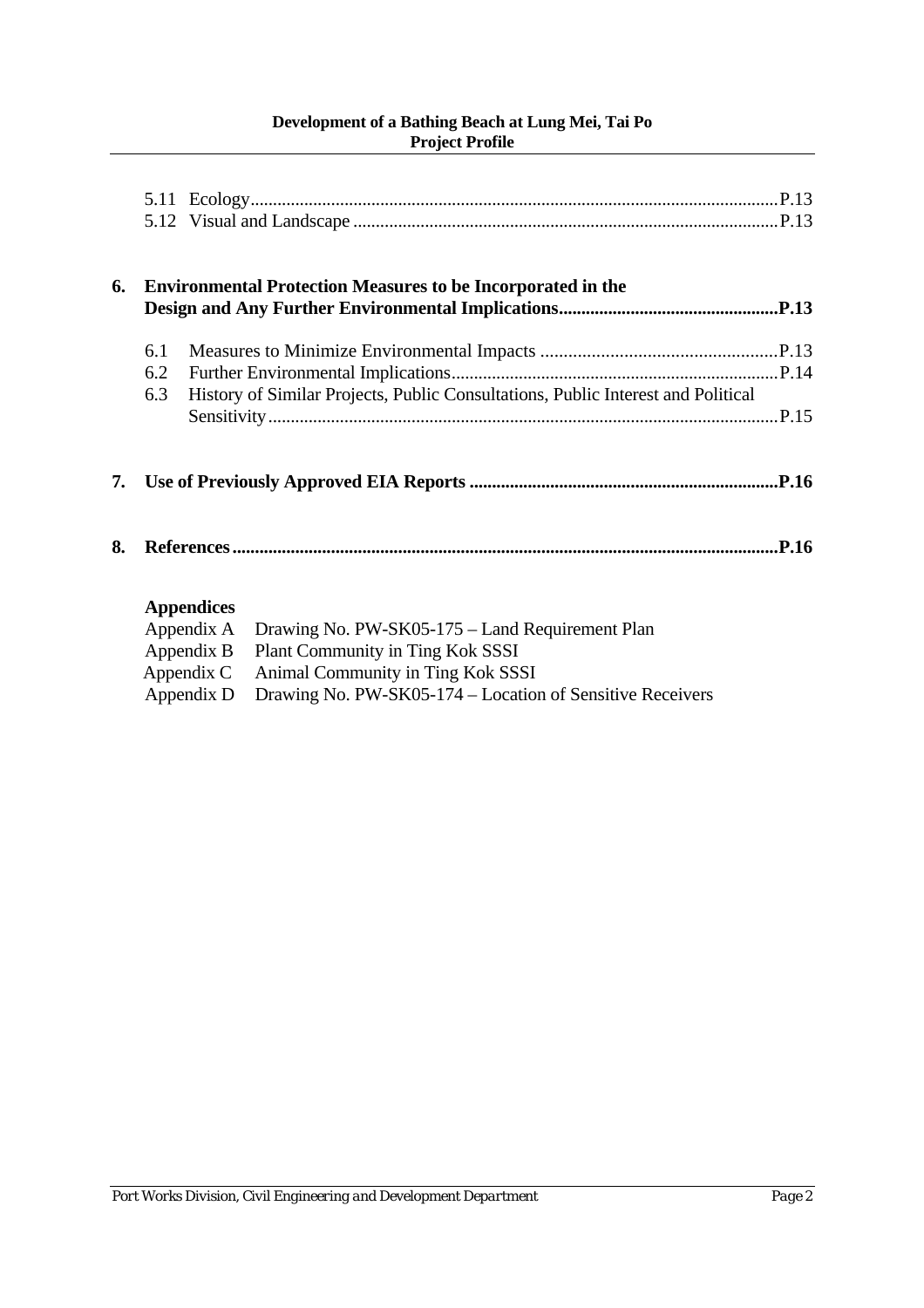5.11 Ecology....................................................................................................................P.13
5.12 Visual and Landscape .............................................................................................P.13

**6. Environmental Protection Measures to be Incorporated in the Design and Any Further Environmental Implications................................................P.13**

6.1 Measures to Minimize Environmental Impacts ...................................................P.13
6.2 Further Environmental Implications........................................................................P.14
6.3 History of Similar Projects, Public Consultations, Public Interest and Political Sensitivity................................................................................................................P.15

**7. Use of Previously Approved EIA Reports ....................................................................P.16**

**8. References........................................................................................................................P.16**

**Appendices**

Appendix A Drawing No. PW-SK05-175 – Land Requirement Plan
Appendix B Plant Community in Ting Kok SSSI
Appendix C Animal Community in Ting Kok SSSI
Appendix D Drawing No. PW-SK05-174 – Location of Sensitive Receivers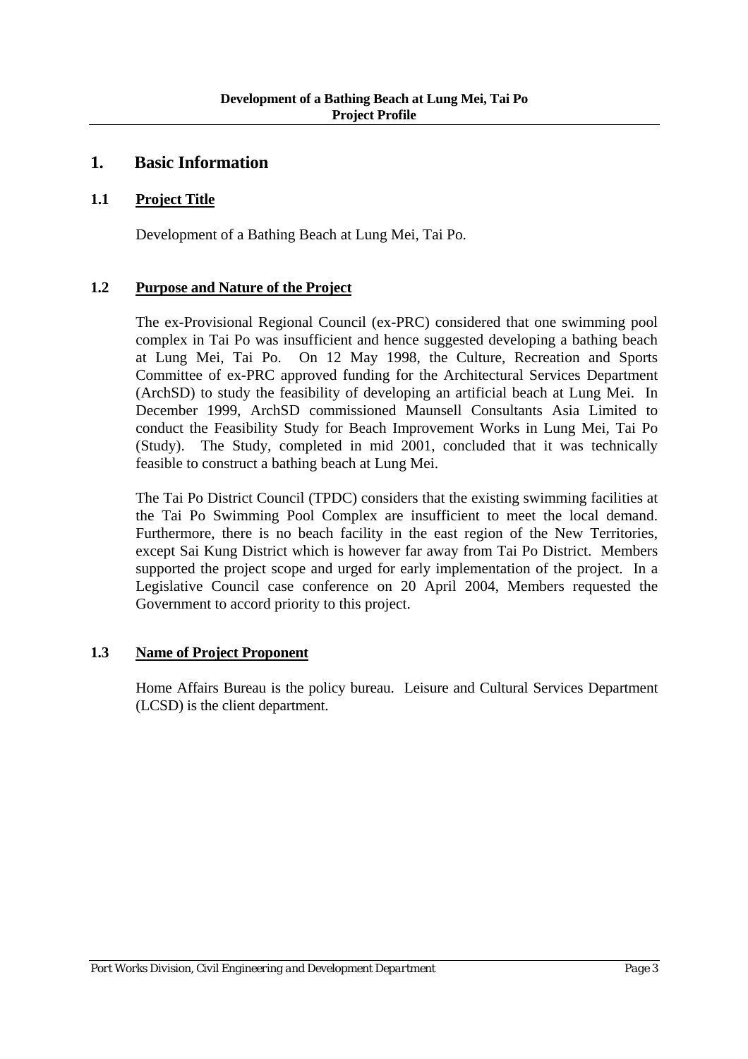# 1. Basic Information

## 1.1 Project Title

Development of a Bathing Beach at Lung Mei, Tai Po.

## 1.2 Purpose and Nature of the Project

The ex-Provisional Regional Council (ex-PRC) considered that one swimming pool complex in Tai Po was insufficient and hence suggested developing a bathing beach at Lung Mei, Tai Po. On 12 May 1998, the Culture, Recreation and Sports Committee of ex-PRC approved funding for the Architectural Services Department (ArchSD) to study the feasibility of developing an artificial beach at Lung Mei. In December 1999, ArchSD commissioned Maunsell Consultants Asia Limited to conduct the Feasibility Study for Beach Improvement Works in Lung Mei, Tai Po (Study). The Study, completed in mid 2001, concluded that it was technically feasible to construct a bathing beach at Lung Mei.

The Tai Po District Council (TPDC) considers that the existing swimming facilities at the Tai Po Swimming Pool Complex are insufficient to meet the local demand. Furthermore, there is no beach facility in the east region of the New Territories, except Sai Kung District which is however far away from Tai Po District. Members supported the project scope and urged for early implementation of the project. In a Legislative Council case conference on 20 April 2004, Members requested the Government to accord priority to this project.

## 1.3 Name of Project Proponent

Home Affairs Bureau is the policy bureau. Leisure and Cultural Services Department (LCSD) is the client department.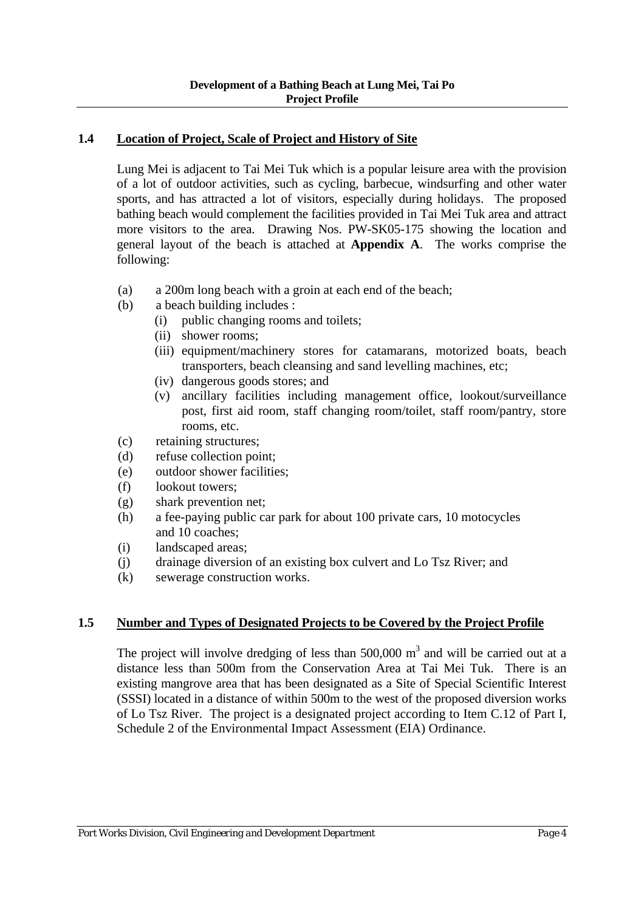## 1.4 Location of Project, Scale of Project and History of Site

Lung Mei is adjacent to Tai Mei Tuk which is a popular leisure area with the provision of a lot of outdoor activities, such as cycling, barbecue, windsurfing and other water sports, and has attracted a lot of visitors, especially during holidays. The proposed bathing beach would complement the facilities provided in Tai Mei Tuk area and attract more visitors to the area. Drawing Nos. PW-SK05-175 showing the location and general layout of the beach is attached at **Appendix A**. The works comprise the following:

- (a) a 200m long beach with a groin at each end of the beach;
- (b) a beach building includes :
  - (i) public changing rooms and toilets;
  - (ii) shower rooms;
  - (iii) equipment/machinery stores for catamarans, motorized boats, beach transporters, beach cleansing and sand levelling machines, etc;
  - (iv) dangerous goods stores; and
  - (v) ancillary facilities including management office, lookout/surveillance post, first aid room, staff changing room/toilet, staff room/pantry, store rooms, etc.
- (c) retaining structures;
- (d) refuse collection point;
- (e) outdoor shower facilities;
- (f) lookout towers;
- (g) shark prevention net;
- (h) a fee-paying public car park for about 100 private cars, 10 motocycles and 10 coaches;
- (i) landscaped areas;
- (j) drainage diversion of an existing box culvert and Lo Tsz River; and
- (k) sewerage construction works.

## 1.5 Number and Types of Designated Projects to be Covered by the Project Profile

The project will involve dredging of less than 500,000 $m^3$ and will be carried out at a distance less than 500m from the Conservation Area at Tai Mei Tuk. There is an existing mangrove area that has been designated as a Site of Special Scientific Interest (SSSI) located in a distance of within 500m to the west of the proposed diversion works of Lo Tsz River. The project is a designated project according to Item C.12 of Part I, Schedule 2 of the Environmental Impact Assessment (EIA) Ordinance.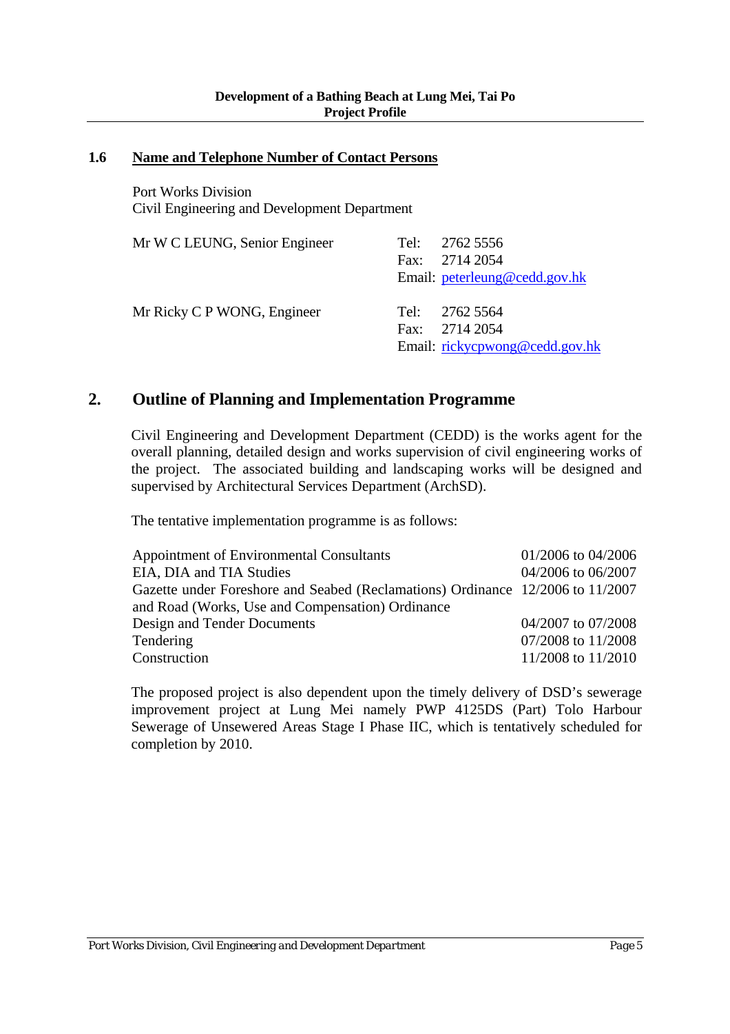### 1.6 Name and Telephone Number of Contact Persons

Port Works Division
Civil Engineering and Development Department

| | |
|---|---|
| Mr W C LEUNG, Senior Engineer | Tel: 2762 5556<br>Fax: 2714 2054<br>Email: peterleung@cedd.gov.hk |
| Mr Ricky C P WONG, Engineer | Tel: 2762 5564<br>Fax: 2714 2054<br>Email: rickycpwong@cedd.gov.hk |

## 2. Outline of Planning and Implementation Programme

Civil Engineering and Development Department (CEDD) is the works agent for the overall planning, detailed design and works supervision of civil engineering works of the project. The associated building and landscaping works will be designed and supervised by Architectural Services Department (ArchSD).

The tentative implementation programme is as follows:

| | |
|---|---|
| Appointment of Environmental Consultants | 01/2006 to 04/2006 |
| EIA, DIA and TIA Studies | 04/2006 to 06/2007 |
| Gazette under Foreshore and Seabed (Reclamations) Ordinance and Road (Works, Use and Compensation) Ordinance | 12/2006 to 11/2007 |
| Design and Tender Documents | 04/2007 to 07/2008 |
| Tendering | 07/2008 to 11/2008 |
| Construction | 11/2008 to 11/2010 |

The proposed project is also dependent upon the timely delivery of DSD's sewerage improvement project at Lung Mei namely PWP 4125DS (Part) Tolo Harbour Sewerage of Unsewered Areas Stage I Phase IIC, which is tentatively scheduled for completion by 2010.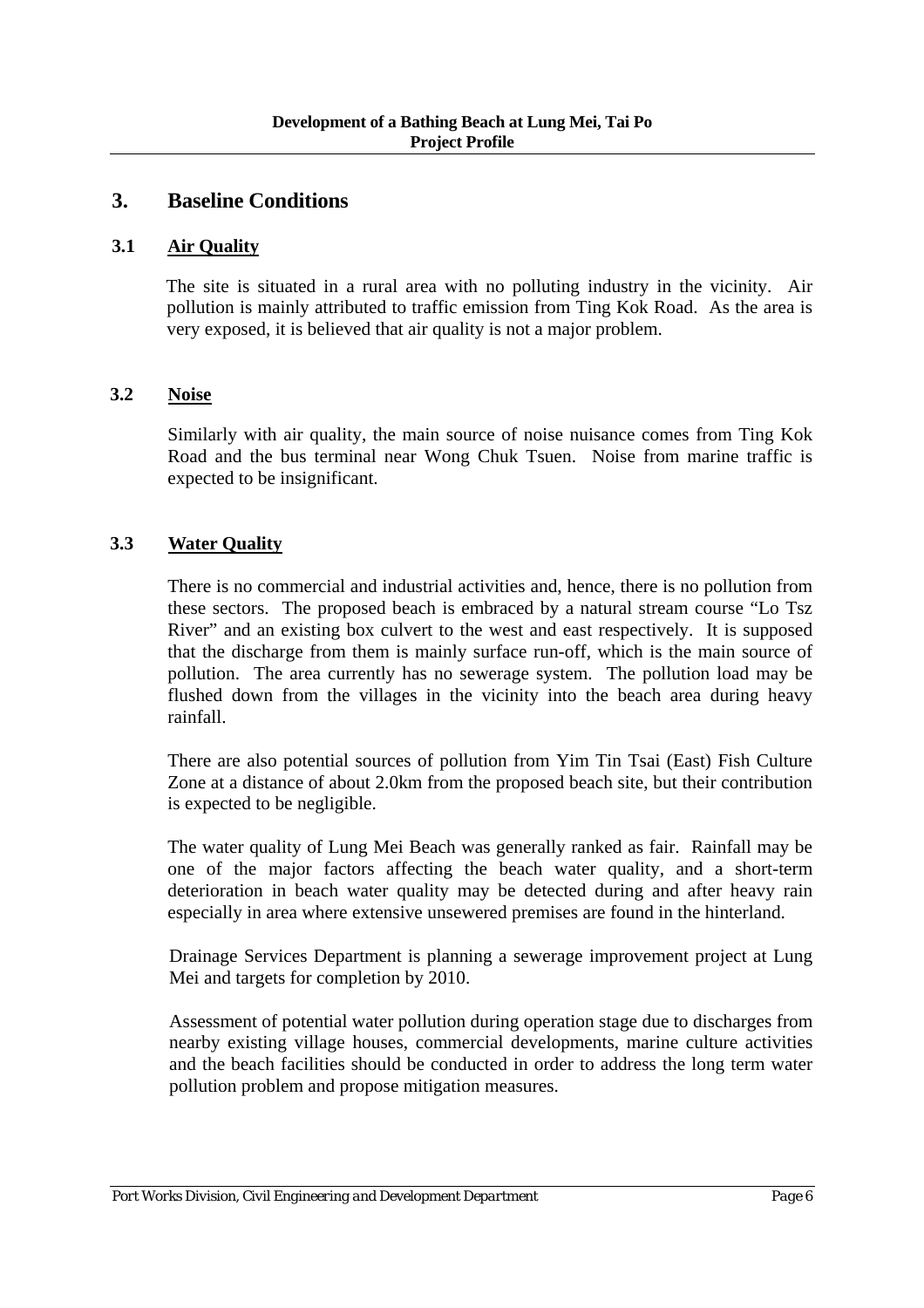# 3. Baseline Conditions

## 3.1 Air Quality

The site is situated in a rural area with no polluting industry in the vicinity. Air pollution is mainly attributed to traffic emission from Ting Kok Road. As the area is very exposed, it is believed that air quality is not a major problem.

## 3.2 Noise

Similarly with air quality, the main source of noise nuisance comes from Ting Kok Road and the bus terminal near Wong Chuk Tsuen. Noise from marine traffic is expected to be insignificant.

## 3.3 Water Quality

There is no commercial and industrial activities and, hence, there is no pollution from these sectors. The proposed beach is embraced by a natural stream course "Lo Tsz River" and an existing box culvert to the west and east respectively. It is supposed that the discharge from them is mainly surface run-off, which is the main source of pollution. The area currently has no sewerage system. The pollution load may be flushed down from the villages in the vicinity into the beach area during heavy rainfall.

There are also potential sources of pollution from Yim Tin Tsai (East) Fish Culture Zone at a distance of about 2.0km from the proposed beach site, but their contribution is expected to be negligible.

The water quality of Lung Mei Beach was generally ranked as fair. Rainfall may be one of the major factors affecting the beach water quality, and a short-term deterioration in beach water quality may be detected during and after heavy rain especially in area where extensive unsewered premises are found in the hinterland.

Drainage Services Department is planning a sewerage improvement project at Lung Mei and targets for completion by 2010.

Assessment of potential water pollution during operation stage due to discharges from nearby existing village houses, commercial developments, marine culture activities and the beach facilities should be conducted in order to address the long term water pollution problem and propose mitigation measures.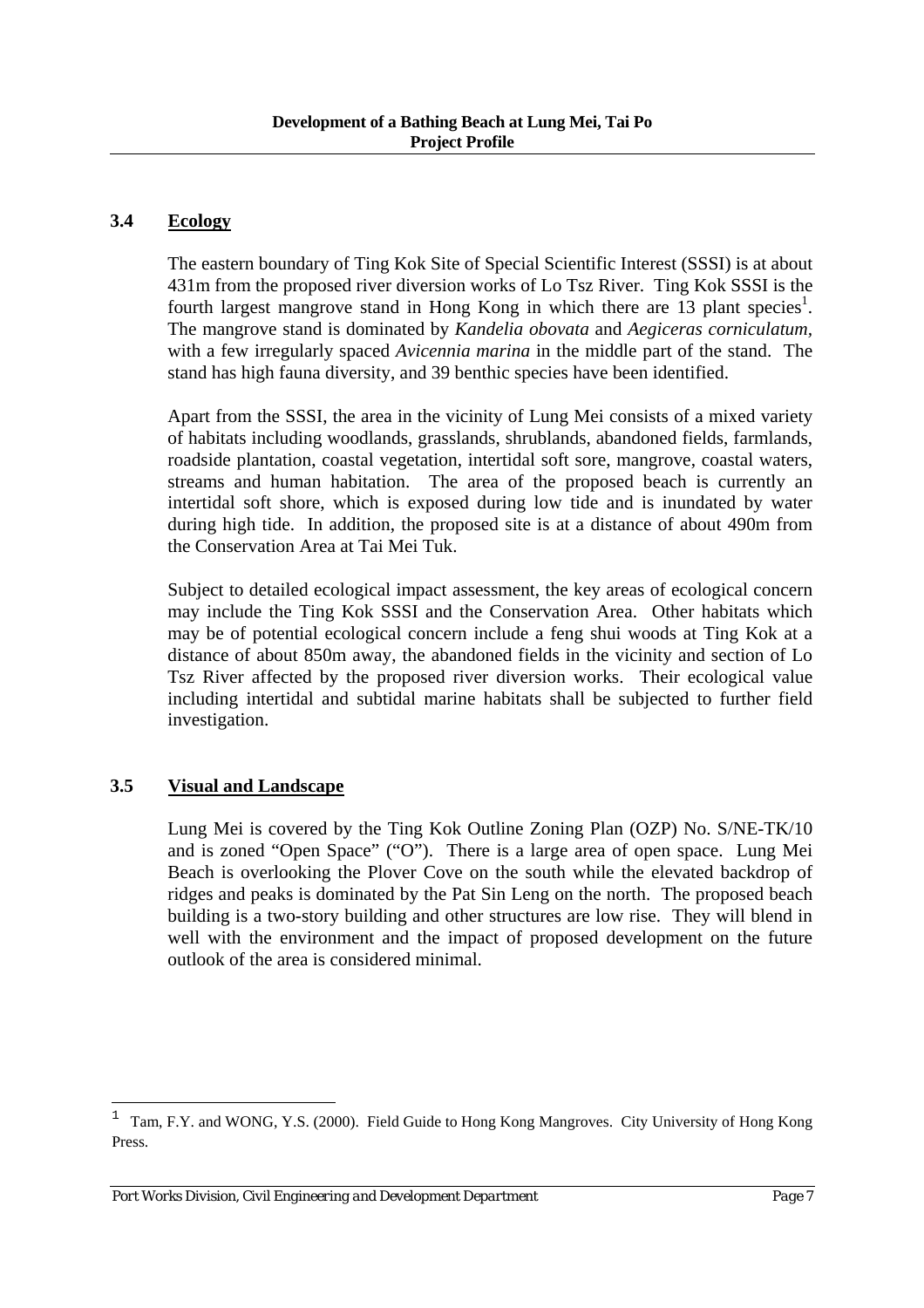### 3.4 Ecology

The eastern boundary of Ting Kok Site of Special Scientific Interest (SSSI) is at about 431m from the proposed river diversion works of Lo Tsz River. Ting Kok SSSI is the fourth largest mangrove stand in Hong Kong in which there are 13 plant species[1]. The mangrove stand is dominated by *Kandelia obovata* and *Aegiceras corniculatum*, with a few irregularly spaced *Avicennia marina* in the middle part of the stand. The stand has high fauna diversity, and 39 benthic species have been identified.

Apart from the SSSI, the area in the vicinity of Lung Mei consists of a mixed variety of habitats including woodlands, grasslands, shrublands, abandoned fields, farmlands, roadside plantation, coastal vegetation, intertidal soft sore, mangrove, coastal waters, streams and human habitation. The area of the proposed beach is currently an intertidal soft shore, which is exposed during low tide and is inundated by water during high tide. In addition, the proposed site is at a distance of about 490m from the Conservation Area at Tai Mei Tuk.

Subject to detailed ecological impact assessment, the key areas of ecological concern may include the Ting Kok SSSI and the Conservation Area. Other habitats which may be of potential ecological concern include a feng shui woods at Ting Kok at a distance of about 850m away, the abandoned fields in the vicinity and section of Lo Tsz River affected by the proposed river diversion works. Their ecological value including intertidal and subtidal marine habitats shall be subjected to further field investigation.

### 3.5 Visual and Landscape

Lung Mei is covered by the Ting Kok Outline Zoning Plan (OZP) No. S/NE-TK/10 and is zoned "Open Space" ("O"). There is a large area of open space. Lung Mei Beach is overlooking the Plover Cove on the south while the elevated backdrop of ridges and peaks is dominated by the Pat Sin Leng on the north. The proposed beach building is a two-story building and other structures are low rise. They will blend in well with the environment and the impact of proposed development on the future outlook of the area is considered minimal.

---

[1] Tam, F.Y. and WONG, Y.S. (2000). Field Guide to Hong Kong Mangroves. City University of Hong Kong Press.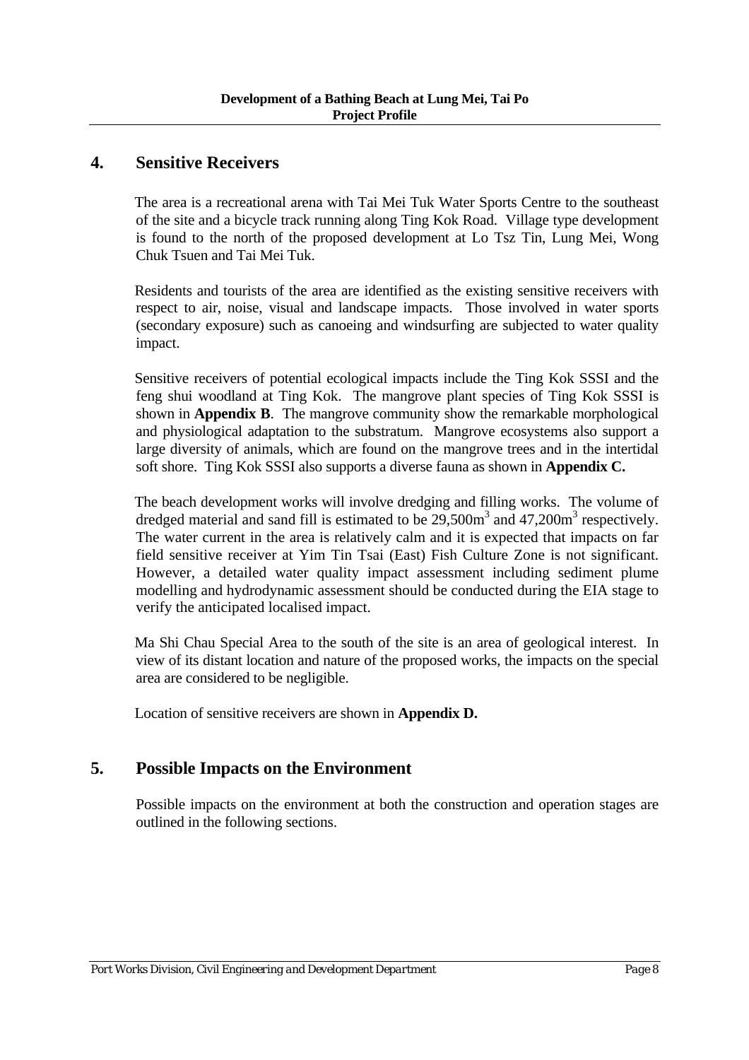## 4. Sensitive Receivers

The area is a recreational arena with Tai Mei Tuk Water Sports Centre to the southeast of the site and a bicycle track running along Ting Kok Road. Village type development is found to the north of the proposed development at Lo Tsz Tin, Lung Mei, Wong Chuk Tsuen and Tai Mei Tuk.

Residents and tourists of the area are identified as the existing sensitive receivers with respect to air, noise, visual and landscape impacts. Those involved in water sports (secondary exposure) such as canoeing and windsurfing are subjected to water quality impact.

Sensitive receivers of potential ecological impacts include the Ting Kok SSSI and the feng shui woodland at Ting Kok. The mangrove plant species of Ting Kok SSSI is shown in **Appendix B**. The mangrove community show the remarkable morphological and physiological adaptation to the substratum. Mangrove ecosystems also support a large diversity of animals, which are found on the mangrove trees and in the intertidal soft shore. Ting Kok SSSI also supports a diverse fauna as shown in **Appendix C.**

The beach development works will involve dredging and filling works. The volume of dredged material and sand fill is estimated to be $29{,}500m^3$ and $47{,}200m^3$ respectively. The water current in the area is relatively calm and it is expected that impacts on far field sensitive receiver at Yim Tin Tsai (East) Fish Culture Zone is not significant. However, a detailed water quality impact assessment including sediment plume modelling and hydrodynamic assessment should be conducted during the EIA stage to verify the anticipated localised impact.

Ma Shi Chau Special Area to the south of the site is an area of geological interest. In view of its distant location and nature of the proposed works, the impacts on the special area are considered to be negligible.

Location of sensitive receivers are shown in **Appendix D.**

## 5. Possible Impacts on the Environment

Possible impacts on the environment at both the construction and operation stages are outlined in the following sections.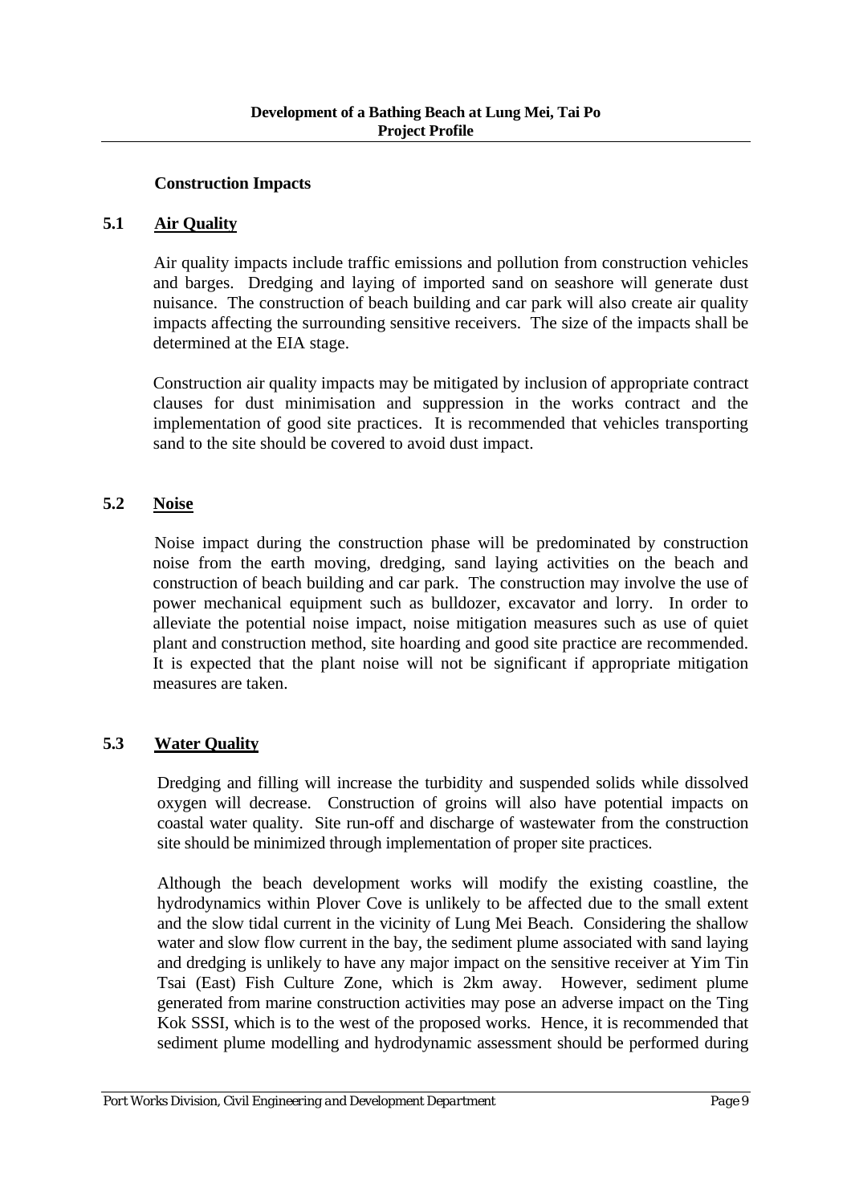**Construction Impacts**

## 5.1 Air Quality

Air quality impacts include traffic emissions and pollution from construction vehicles and barges. Dredging and laying of imported sand on seashore will generate dust nuisance. The construction of beach building and car park will also create air quality impacts affecting the surrounding sensitive receivers. The size of the impacts shall be determined at the EIA stage.

Construction air quality impacts may be mitigated by inclusion of appropriate contract clauses for dust minimisation and suppression in the works contract and the implementation of good site practices. It is recommended that vehicles transporting sand to the site should be covered to avoid dust impact.

## 5.2 Noise

Noise impact during the construction phase will be predominated by construction noise from the earth moving, dredging, sand laying activities on the beach and construction of beach building and car park. The construction may involve the use of power mechanical equipment such as bulldozer, excavator and lorry. In order to alleviate the potential noise impact, noise mitigation measures such as use of quiet plant and construction method, site hoarding and good site practice are recommended. It is expected that the plant noise will not be significant if appropriate mitigation measures are taken.

## 5.3 Water Quality

Dredging and filling will increase the turbidity and suspended solids while dissolved oxygen will decrease. Construction of groins will also have potential impacts on coastal water quality. Site run-off and discharge of wastewater from the construction site should be minimized through implementation of proper site practices.

Although the beach development works will modify the existing coastline, the hydrodynamics within Plover Cove is unlikely to be affected due to the small extent and the slow tidal current in the vicinity of Lung Mei Beach. Considering the shallow water and slow flow current in the bay, the sediment plume associated with sand laying and dredging is unlikely to have any major impact on the sensitive receiver at Yim Tin Tsai (East) Fish Culture Zone, which is 2km away. However, sediment plume generated from marine construction activities may pose an adverse impact on the Ting Kok SSSI, which is to the west of the proposed works. Hence, it is recommended that sediment plume modelling and hydrodynamic assessment should be performed during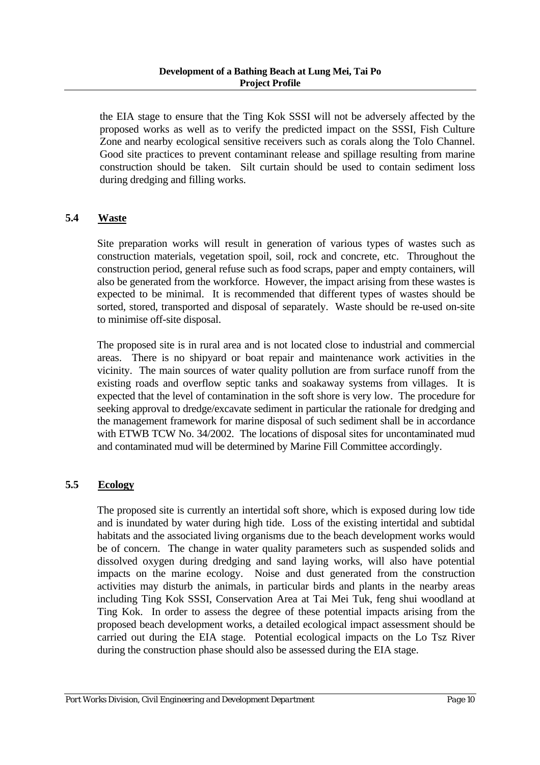the EIA stage to ensure that the Ting Kok SSSI will not be adversely affected by the proposed works as well as to verify the predicted impact on the SSSI, Fish Culture Zone and nearby ecological sensitive receivers such as corals along the Tolo Channel. Good site practices to prevent contaminant release and spillage resulting from marine construction should be taken. Silt curtain should be used to contain sediment loss during dredging and filling works.

## 5.4 Waste

Site preparation works will result in generation of various types of wastes such as construction materials, vegetation spoil, soil, rock and concrete, etc. Throughout the construction period, general refuse such as food scraps, paper and empty containers, will also be generated from the workforce. However, the impact arising from these wastes is expected to be minimal. It is recommended that different types of wastes should be sorted, stored, transported and disposal of separately. Waste should be re-used on-site to minimise off-site disposal.

The proposed site is in rural area and is not located close to industrial and commercial areas. There is no shipyard or boat repair and maintenance work activities in the vicinity. The main sources of water quality pollution are from surface runoff from the existing roads and overflow septic tanks and soakaway systems from villages. It is expected that the level of contamination in the soft shore is very low. The procedure for seeking approval to dredge/excavate sediment in particular the rationale for dredging and the management framework for marine disposal of such sediment shall be in accordance with ETWB TCW No. 34/2002. The locations of disposal sites for uncontaminated mud and contaminated mud will be determined by Marine Fill Committee accordingly.

## 5.5 Ecology

The proposed site is currently an intertidal soft shore, which is exposed during low tide and is inundated by water during high tide. Loss of the existing intertidal and subtidal habitats and the associated living organisms due to the beach development works would be of concern. The change in water quality parameters such as suspended solids and dissolved oxygen during dredging and sand laying works, will also have potential impacts on the marine ecology. Noise and dust generated from the construction activities may disturb the animals, in particular birds and plants in the nearby areas including Ting Kok SSSI, Conservation Area at Tai Mei Tuk, feng shui woodland at Ting Kok. In order to assess the degree of these potential impacts arising from the proposed beach development works, a detailed ecological impact assessment should be carried out during the EIA stage. Potential ecological impacts on the Lo Tsz River during the construction phase should also be assessed during the EIA stage.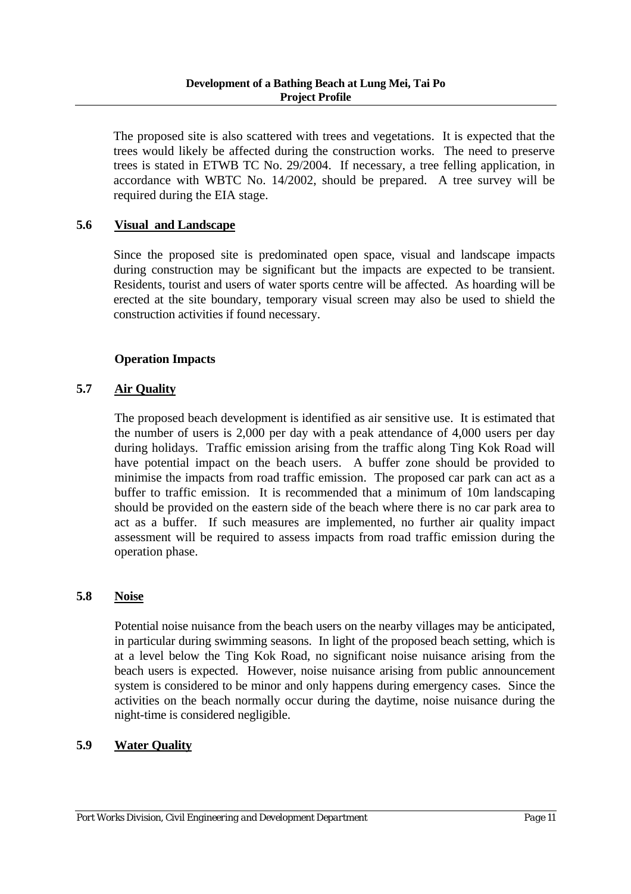The proposed site is also scattered with trees and vegetations. It is expected that the trees would likely be affected during the construction works. The need to preserve trees is stated in ETWB TC No. 29/2004. If necessary, a tree felling application, in accordance with WBTC No. 14/2002, should be prepared. A tree survey will be required during the EIA stage.

### 5.6 Visual and Landscape

Since the proposed site is predominated open space, visual and landscape impacts during construction may be significant but the impacts are expected to be transient. Residents, tourist and users of water sports centre will be affected. As hoarding will be erected at the site boundary, temporary visual screen may also be used to shield the construction activities if found necessary.

**Operation Impacts**

### 5.7 Air Quality

The proposed beach development is identified as air sensitive use. It is estimated that the number of users is 2,000 per day with a peak attendance of 4,000 users per day during holidays. Traffic emission arising from the traffic along Ting Kok Road will have potential impact on the beach users. A buffer zone should be provided to minimise the impacts from road traffic emission. The proposed car park can act as a buffer to traffic emission. It is recommended that a minimum of 10m landscaping should be provided on the eastern side of the beach where there is no car park area to act as a buffer. If such measures are implemented, no further air quality impact assessment will be required to assess impacts from road traffic emission during the operation phase.

### 5.8 Noise

Potential noise nuisance from the beach users on the nearby villages may be anticipated, in particular during swimming seasons. In light of the proposed beach setting, which is at a level below the Ting Kok Road, no significant noise nuisance arising from the beach users is expected. However, noise nuisance arising from public announcement system is considered to be minor and only happens during emergency cases. Since the activities on the beach normally occur during the daytime, noise nuisance during the night-time is considered negligible.

### 5.9 Water Quality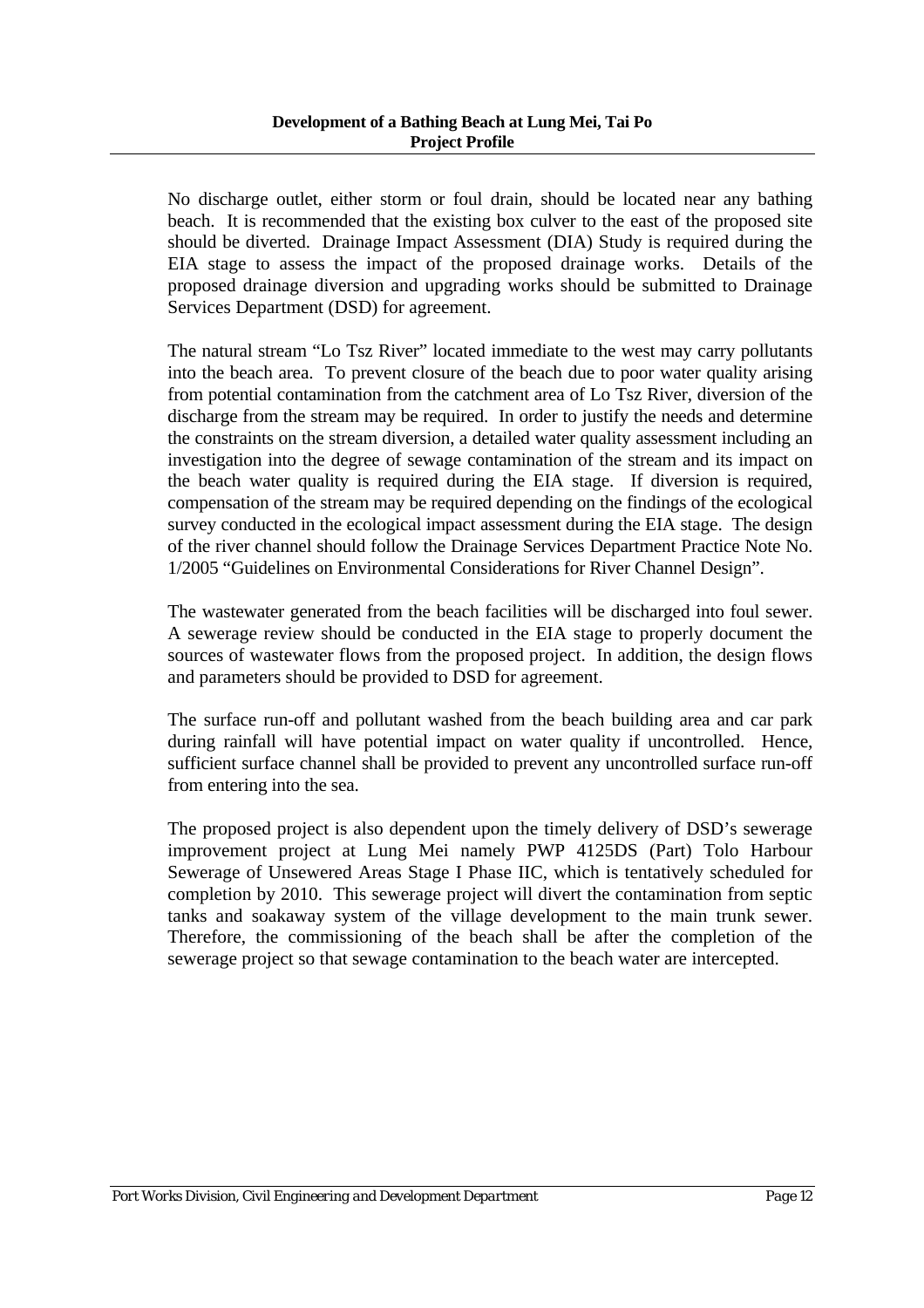No discharge outlet, either storm or foul drain, should be located near any bathing beach. It is recommended that the existing box culver to the east of the proposed site should be diverted. Drainage Impact Assessment (DIA) Study is required during the EIA stage to assess the impact of the proposed drainage works. Details of the proposed drainage diversion and upgrading works should be submitted to Drainage Services Department (DSD) for agreement.

The natural stream "Lo Tsz River" located immediate to the west may carry pollutants into the beach area. To prevent closure of the beach due to poor water quality arising from potential contamination from the catchment area of Lo Tsz River, diversion of the discharge from the stream may be required. In order to justify the needs and determine the constraints on the stream diversion, a detailed water quality assessment including an investigation into the degree of sewage contamination of the stream and its impact on the beach water quality is required during the EIA stage. If diversion is required, compensation of the stream may be required depending on the findings of the ecological survey conducted in the ecological impact assessment during the EIA stage. The design of the river channel should follow the Drainage Services Department Practice Note No. 1/2005 "Guidelines on Environmental Considerations for River Channel Design".

The wastewater generated from the beach facilities will be discharged into foul sewer. A sewerage review should be conducted in the EIA stage to properly document the sources of wastewater flows from the proposed project. In addition, the design flows and parameters should be provided to DSD for agreement.

The surface run-off and pollutant washed from the beach building area and car park during rainfall will have potential impact on water quality if uncontrolled. Hence, sufficient surface channel shall be provided to prevent any uncontrolled surface run-off from entering into the sea.

The proposed project is also dependent upon the timely delivery of DSD's sewerage improvement project at Lung Mei namely PWP 4125DS (Part) Tolo Harbour Sewerage of Unsewered Areas Stage I Phase IIC, which is tentatively scheduled for completion by 2010. This sewerage project will divert the contamination from septic tanks and soakaway system of the village development to the main trunk sewer. Therefore, the commissioning of the beach shall be after the completion of the sewerage project so that sewage contamination to the beach water are intercepted.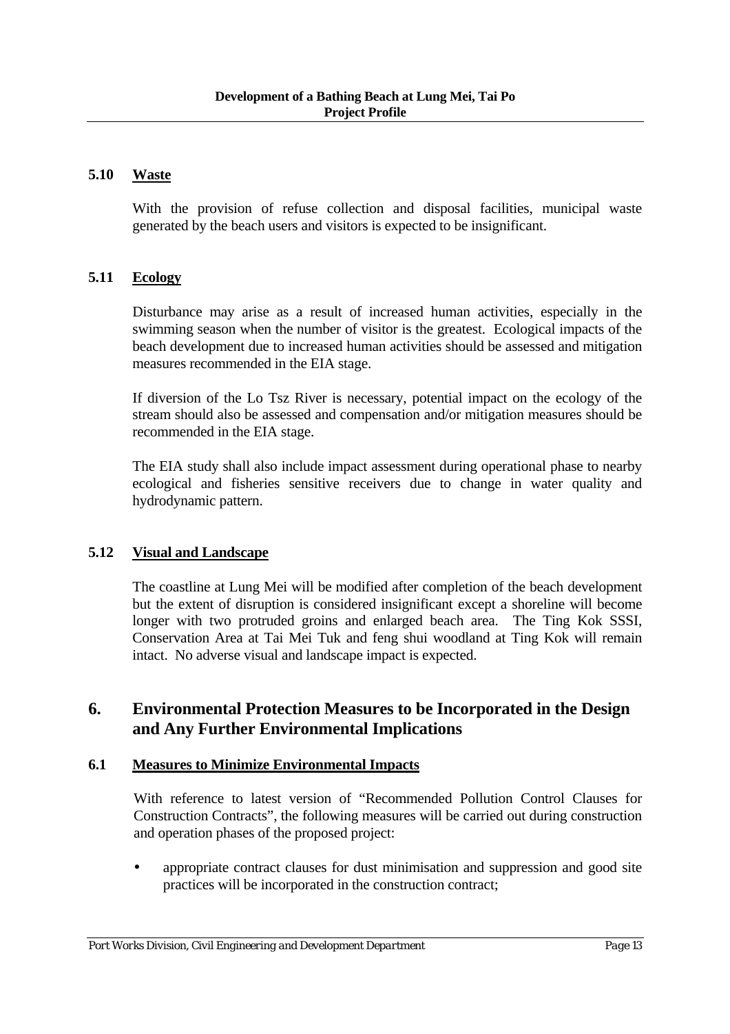### 5.10 Waste

With the provision of refuse collection and disposal facilities, municipal waste generated by the beach users and visitors is expected to be insignificant.

### 5.11 Ecology

Disturbance may arise as a result of increased human activities, especially in the swimming season when the number of visitor is the greatest. Ecological impacts of the beach development due to increased human activities should be assessed and mitigation measures recommended in the EIA stage.

If diversion of the Lo Tsz River is necessary, potential impact on the ecology of the stream should also be assessed and compensation and/or mitigation measures should be recommended in the EIA stage.

The EIA study shall also include impact assessment during operational phase to nearby ecological and fisheries sensitive receivers due to change in water quality and hydrodynamic pattern.

### 5.12 Visual and Landscape

The coastline at Lung Mei will be modified after completion of the beach development but the extent of disruption is considered insignificant except a shoreline will become longer with two protruded groins and enlarged beach area. The Ting Kok SSSI, Conservation Area at Tai Mei Tuk and feng shui woodland at Ting Kok will remain intact. No adverse visual and landscape impact is expected.

## 6. Environmental Protection Measures to be Incorporated in the Design and Any Further Environmental Implications

### 6.1 Measures to Minimize Environmental Impacts

With reference to latest version of "Recommended Pollution Control Clauses for Construction Contracts", the following measures will be carried out during construction and operation phases of the proposed project:

- appropriate contract clauses for dust minimisation and suppression and good site practices will be incorporated in the construction contract;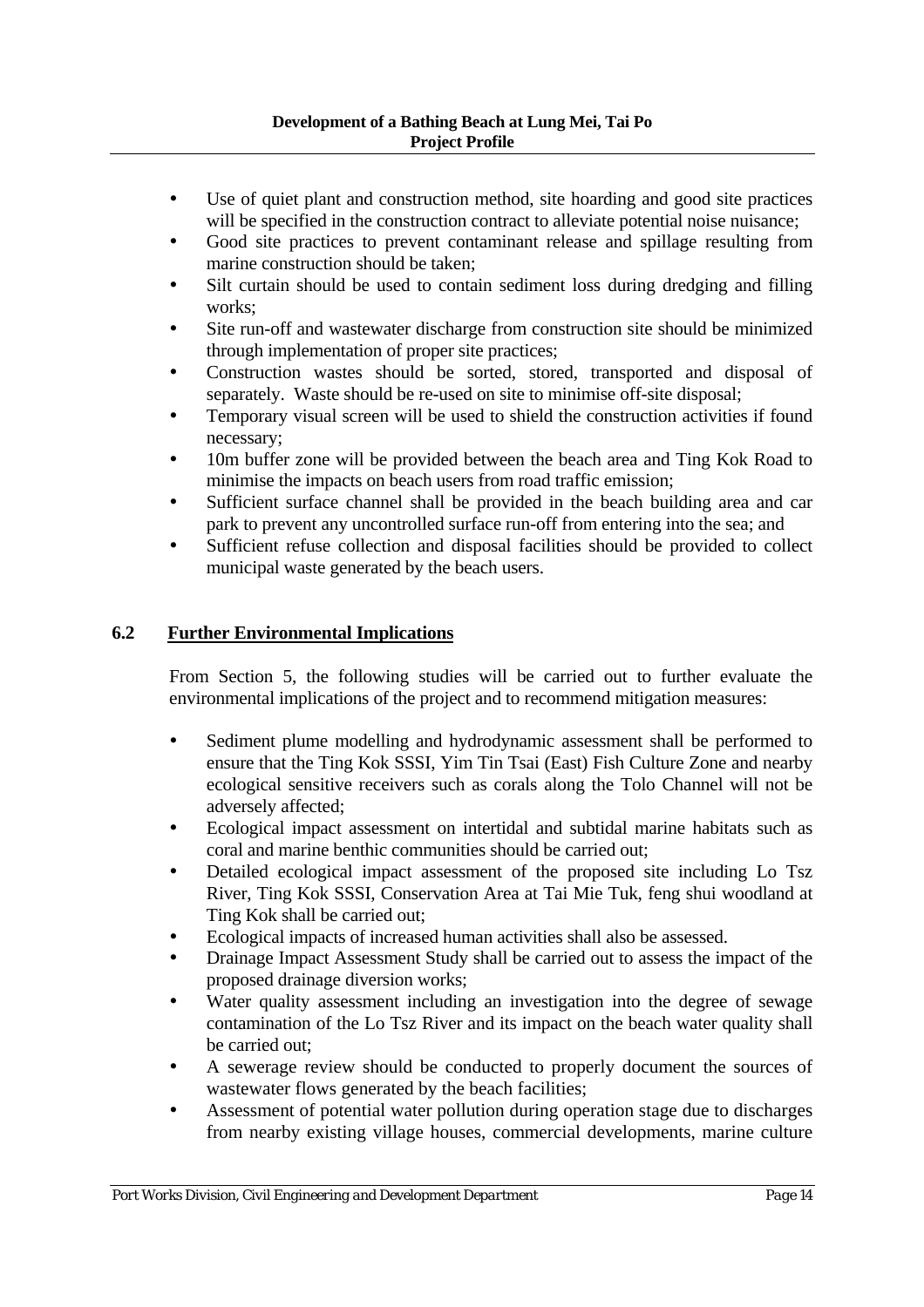- Use of quiet plant and construction method, site hoarding and good site practices will be specified in the construction contract to alleviate potential noise nuisance;
- Good site practices to prevent contaminant release and spillage resulting from marine construction should be taken;
- Silt curtain should be used to contain sediment loss during dredging and filling works;
- Site run-off and wastewater discharge from construction site should be minimized through implementation of proper site practices;
- Construction wastes should be sorted, stored, transported and disposal of separately. Waste should be re-used on site to minimise off-site disposal;
- Temporary visual screen will be used to shield the construction activities if found necessary;
- 10m buffer zone will be provided between the beach area and Ting Kok Road to minimise the impacts on beach users from road traffic emission;
- Sufficient surface channel shall be provided in the beach building area and car park to prevent any uncontrolled surface run-off from entering into the sea; and
- Sufficient refuse collection and disposal facilities should be provided to collect municipal waste generated by the beach users.

## 6.2 Further Environmental Implications

From Section 5, the following studies will be carried out to further evaluate the environmental implications of the project and to recommend mitigation measures:

- Sediment plume modelling and hydrodynamic assessment shall be performed to ensure that the Ting Kok SSSI, Yim Tin Tsai (East) Fish Culture Zone and nearby ecological sensitive receivers such as corals along the Tolo Channel will not be adversely affected;
- Ecological impact assessment on intertidal and subtidal marine habitats such as coral and marine benthic communities should be carried out;
- Detailed ecological impact assessment of the proposed site including Lo Tsz River, Ting Kok SSSI, Conservation Area at Tai Mie Tuk, feng shui woodland at Ting Kok shall be carried out;
- Ecological impacts of increased human activities shall also be assessed.
- Drainage Impact Assessment Study shall be carried out to assess the impact of the proposed drainage diversion works;
- Water quality assessment including an investigation into the degree of sewage contamination of the Lo Tsz River and its impact on the beach water quality shall be carried out;
- A sewerage review should be conducted to properly document the sources of wastewater flows generated by the beach facilities;
- Assessment of potential water pollution during operation stage due to discharges from nearby existing village houses, commercial developments, marine culture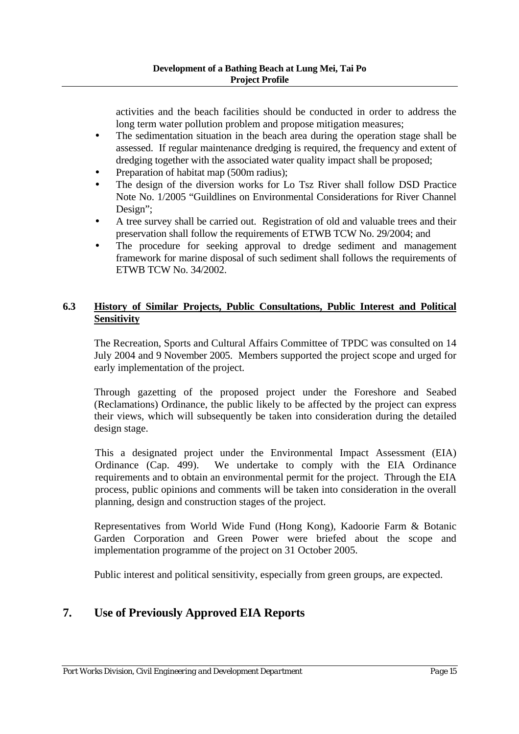activities and the beach facilities should be conducted in order to address the long term water pollution problem and propose mitigation measures;

- The sedimentation situation in the beach area during the operation stage shall be assessed. If regular maintenance dredging is required, the frequency and extent of dredging together with the associated water quality impact shall be proposed;
- Preparation of habitat map (500m radius);
- The design of the diversion works for Lo Tsz River shall follow DSD Practice Note No. 1/2005 "Guildlines on Environmental Considerations for River Channel Design";
- A tree survey shall be carried out. Registration of old and valuable trees and their preservation shall follow the requirements of ETWB TCW No. 29/2004; and
- The procedure for seeking approval to dredge sediment and management framework for marine disposal of such sediment shall follows the requirements of ETWB TCW No. 34/2002.

### 6.3 History of Similar Projects, Public Consultations, Public Interest and Political Sensitivity

The Recreation, Sports and Cultural Affairs Committee of TPDC was consulted on 14 July 2004 and 9 November 2005. Members supported the project scope and urged for early implementation of the project.

Through gazetting of the proposed project under the Foreshore and Seabed (Reclamations) Ordinance, the public likely to be affected by the project can express their views, which will subsequently be taken into consideration during the detailed design stage.

This a designated project under the Environmental Impact Assessment (EIA) Ordinance (Cap. 499). We undertake to comply with the EIA Ordinance requirements and to obtain an environmental permit for the project. Through the EIA process, public opinions and comments will be taken into consideration in the overall planning, design and construction stages of the project.

Representatives from World Wide Fund (Hong Kong), Kadoorie Farm & Botanic Garden Corporation and Green Power were briefed about the scope and implementation programme of the project on 31 October 2005.

Public interest and political sensitivity, especially from green groups, are expected.

## 7. Use of Previously Approved EIA Reports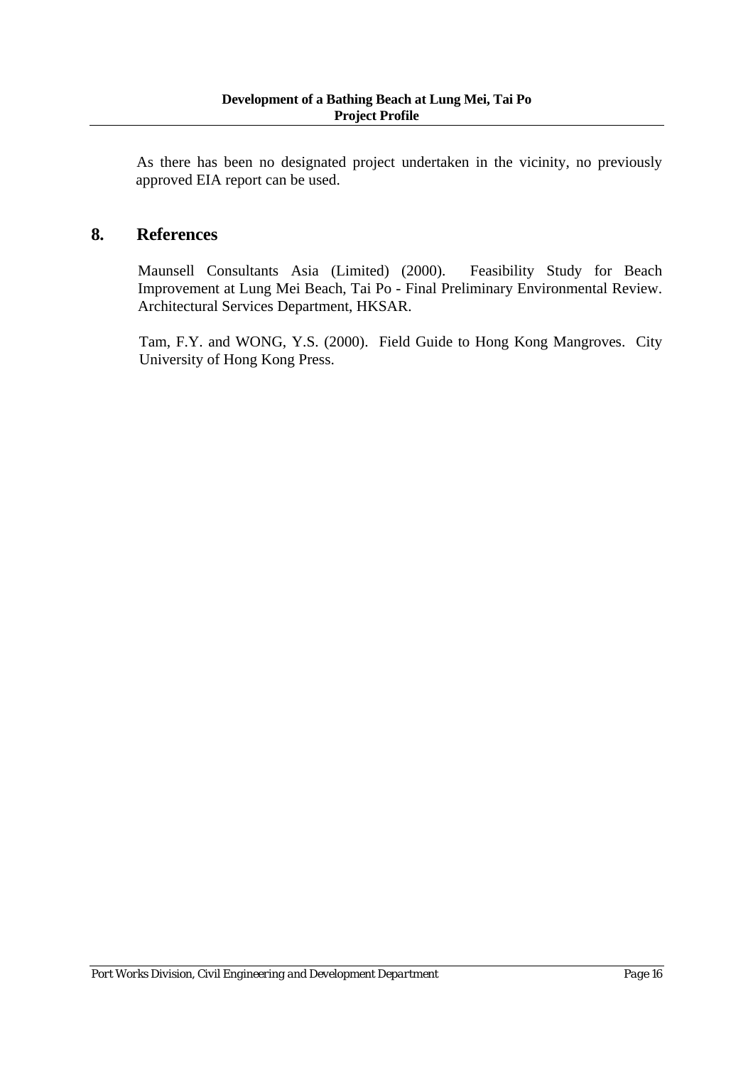As there has been no designated project undertaken in the vicinity, no previously approved EIA report can be used.

## 8. References

Maunsell Consultants Asia (Limited) (2000). Feasibility Study for Beach Improvement at Lung Mei Beach, Tai Po - Final Preliminary Environmental Review. Architectural Services Department, HKSAR.

Tam, F.Y. and WONG, Y.S. (2000). Field Guide to Hong Kong Mangroves. City University of Hong Kong Press.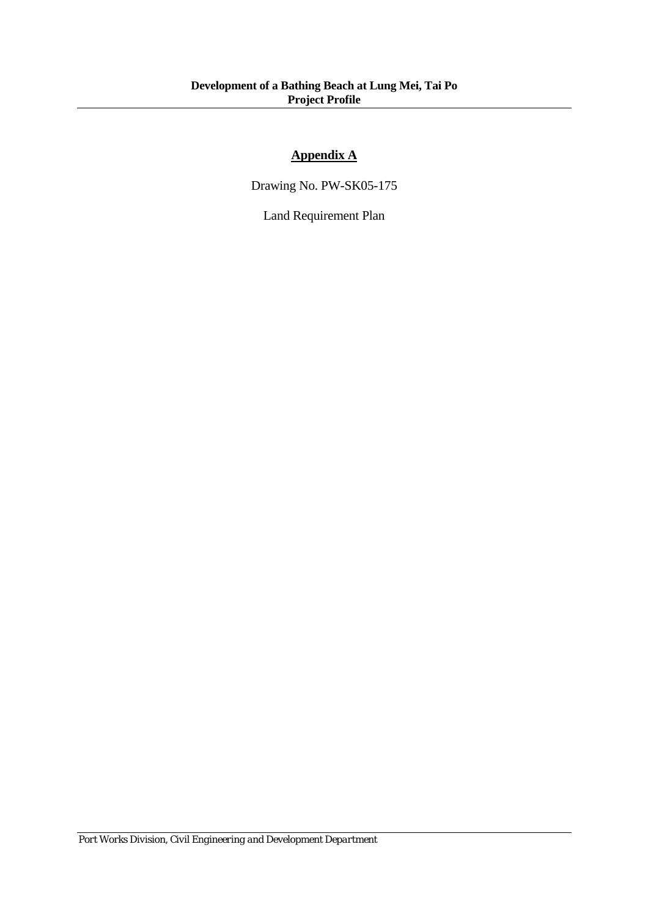## Appendix A

Drawing No. PW-SK05-175

Land Requirement Plan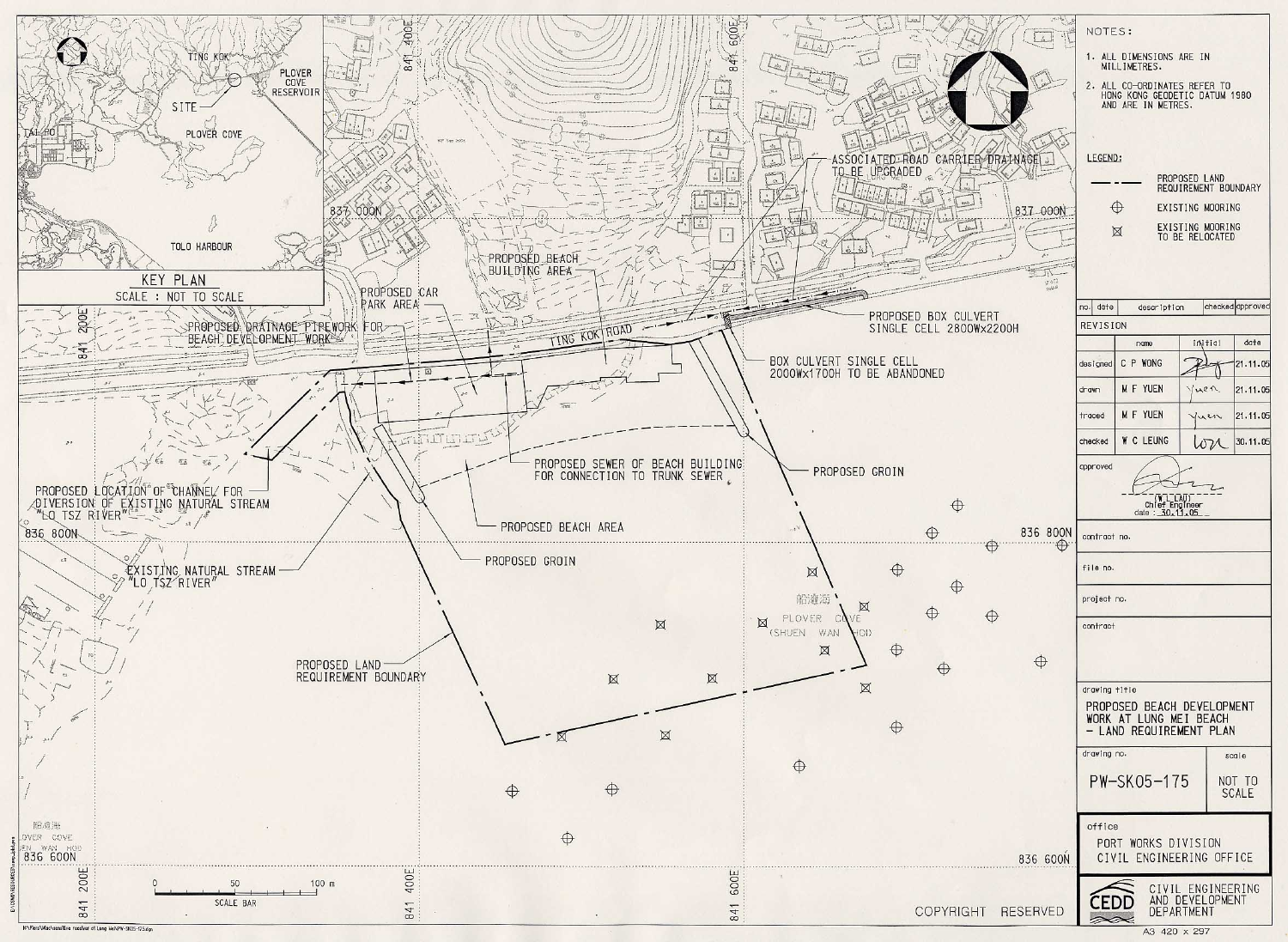NOTES:

1. ALL DIMENSIONS ARE IN MILLIMETRES.
2. ALL CO-ORDINATES REFER TO HONG KONG GEODETIC DATUM 1980 AND ARE IN METRES.

LEGEND:

- PROPOSED LAND REQUIREMENT BOUNDARY
- EXISTING MOORING
- EXISTING MOORING TO BE RELOCATED

KEY PLAN
SCALE : NOT TO SCALE

TING KOK, PLOVER COVE RESERVOIR, SITE, TAI PO, PLOVER COVE, TOLO HARBOUR

PROPOSED BEACH BUILDING AREA
PROPOSED CAR PARK AREA
PROPOSED DRAINAGE PIPEWORK FOR BEACH DEVELOPMENT WORK
TING KOK ROAD
ASSOCIATED ROAD CARRIER DRAINAGE TO BE UPGRADED
PROPOSED BOX CULVERT SINGLE CELL 2800Wx2200H
BOX CULVERT SINGLE CELL 2000Wx1700H TO BE ABANDONED
PROPOSED SEWER OF BEACH BUILDING FOR CONNECTION TO TRUNK SEWER
PROPOSED GROIN
PROPOSED BEACH AREA
PROPOSED GROIN
PROPOSED LOCATION OF CHANNEL FOR DIVERSION OF EXISTING NATURAL STREAM "LO TSZ RIVER"
EXISTING NATURAL STREAM "LO TSZ RIVER"
PROPOSED LAND REQUIREMENT BOUNDARY
船灣海 PLOVER COVE (SHUEN WAN HOI)

841 200E, 841 400E, 841 600E, 837 000N, 836 800N, 836 600N

SCALE BAR: 0 — 50 — 100 m

| no. | date | description | checked | approved |
| --- | --- | --- | --- | --- |

REVISION

| | name | initial | date |
| --- | --- | --- | --- |
| designed | C P WONG | | 21.11.05 |
| drawn | M F YUEN | | 21.11.05 |
| traced | M F YUEN | | 21.11.05 |
| checked | W C LEUNG | | 30.11.05 |

approved: (W L LAU) Chief Engineer date : 30.11.05

contract no.

file no.

project no.

contract

drawing title: PROPOSED BEACH DEVELOPMENT WORK AT LUNG MEI BEACH - LAND REQUIREMENT PLAN

drawing no.: PW-SK05-175 scale: NOT TO SCALE

office: PORT WORKS DIVISION CIVIL ENGINEERING OFFICE

CEDD CIVIL ENGINEERING AND DEVELOPMENT DEPARTMENT

COPYRIGHT RESERVED

A3 420 x 297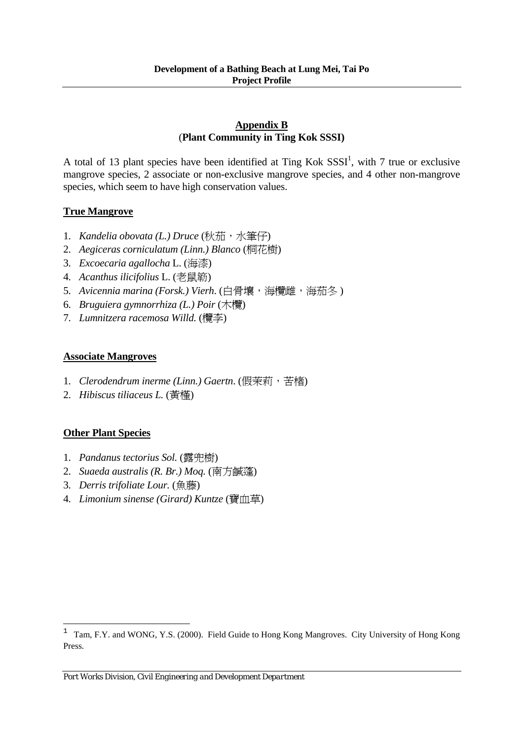## Appendix B
**(Plant Community in Ting Kok SSSI)**

A total of 13 plant species have been identified at Ting Kok SSSI[1], with 7 true or exclusive mangrove species, 2 associate or non-exclusive mangrove species, and 4 other non-mangrove species, which seem to have high conservation values.

### True Mangrove

1. *Kandelia obovata (L.) Druce* (秋茄，水筆仔)
2. *Aegiceras corniculatum (Linn.) Blanco* (桐花樹)
3. *Excoecaria agallocha* L. (海漆)
4. *Acanthus ilicifolius* L. (老鼠簕)
5. *Avicennia marina (Forsk.) Vierh*. (白骨壤，海欖雌，海茄冬 )
6. *Bruguiera gymnorrhiza (L.) Poir* (木欖)
7. *Lumnitzera racemosa Willd.* (欖李)

### Associate Mangroves

1. *Clerodendrum inerme (Linn.) Gaertn*. (假茉莉，苦楮)
2. *Hibiscus tiliaceus L.* (黃槿)

### Other Plant Species

1. *Pandanus tectorius Sol.* (露兜樹)
2. *Suaeda australis (R. Br.) Moq.* (南方鹹蓬)
3. *Derris trifoliate Lour.* (魚藤)
4. *Limonium sinense (Girard) Kuntze* (寶血草)

---

[1] Tam, F.Y. and WONG, Y.S. (2000). Field Guide to Hong Kong Mangroves. City University of Hong Kong Press.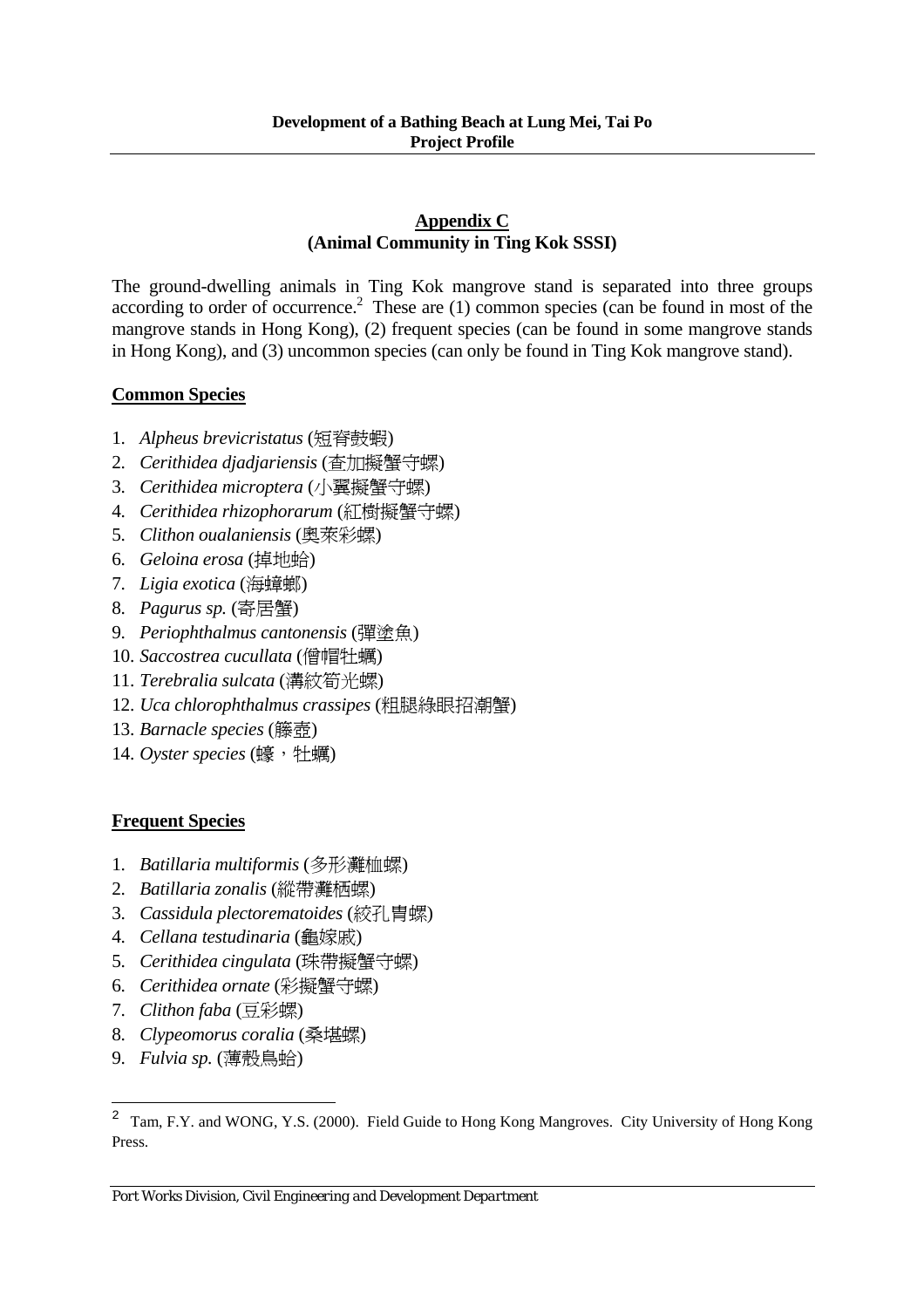## Appendix C
## (Animal Community in Ting Kok SSSI)

The ground-dwelling animals in Ting Kok mangrove stand is separated into three groups according to order of occurrence.[2] These are (1) common species (can be found in most of the mangrove stands in Hong Kong), (2) frequent species (can be found in some mangrove stands in Hong Kong), and (3) uncommon species (can only be found in Ting Kok mangrove stand).

### Common Species

1. *Alpheus brevicristatus* (短脊鼓蝦)
2. *Cerithidea djadjariensis* (查加擬蟹守螺)
3. *Cerithidea microptera* (小翼擬蟹守螺)
4. *Cerithidea rhizophorarum* (紅樹擬蟹守螺)
5. *Clithon oualaniensis* (奧萊彩螺)
6. *Geloina erosa* (掉地蛤)
7. *Ligia exotica* (海蟑螂)
8. *Pagurus sp.* (寄居蟹)
9. *Periophthalmus cantonensis* (彈塗魚)
10. *Saccostrea cucullata* (僧帽牡蠣)
11. *Terebralia sulcata* (溝紋筍光螺)
12. *Uca chlorophthalmus crassipes* (粗腿綠眼招潮蟹)
13. *Barnacle species* (籐壺)
14. *Oyster species* (蠔，牡蠣)

### Frequent Species

1. *Batillaria multiformis* (多形灘棲螺)
2. *Batillaria zonalis* (縱帶灘栖螺)
3. *Cassidula plectorematoides* (絞孔胄螺)
4. *Cellana testudinaria* (龜嫁戚)
5. *Cerithidea cingulata* (珠帶擬蟹守螺)
6. *Cerithidea ornate* (彩擬蟹守螺)
7. *Clithon faba* (豆彩螺)
8. *Clypeomorus coralia* (桑堪螺)
9. *Fulvia sp.* (薄殼鳥蛤)

[2] Tam, F.Y. and WONG, Y.S. (2000). Field Guide to Hong Kong Mangroves. City University of Hong Kong Press.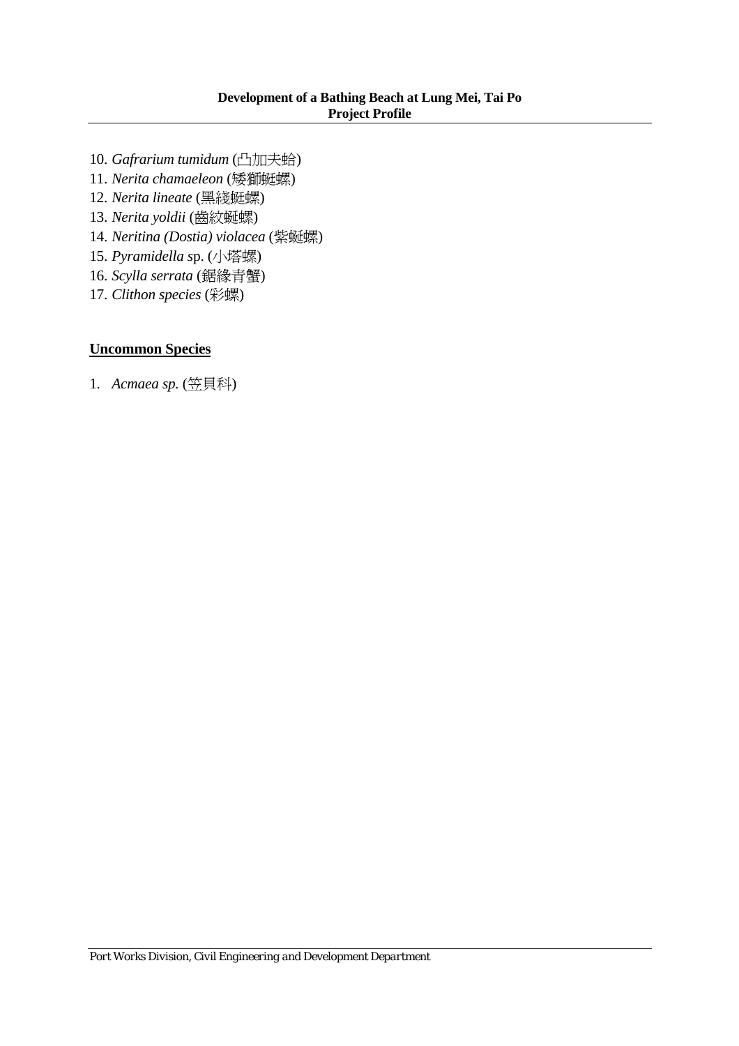10. *Gafrarium tumidum* (凸加夫蛤)
11. *Nerita chamaeleon* (矮獅蜒螺)
12. *Nerita lineate* (黑綫蜒螺)
13. *Nerita yoldii* (齒紋蜒螺)
14. *Neritina (Dostia) violacea* (紫蜒螺)
15. *Pyramidella* sp. (小塔螺)
16. *Scylla serrata* (鋸緣青蟹)
17. *Clithon species* (彩螺)

**<u>Uncommon Species</u>**

1. *Acmaea sp.* (笠貝科)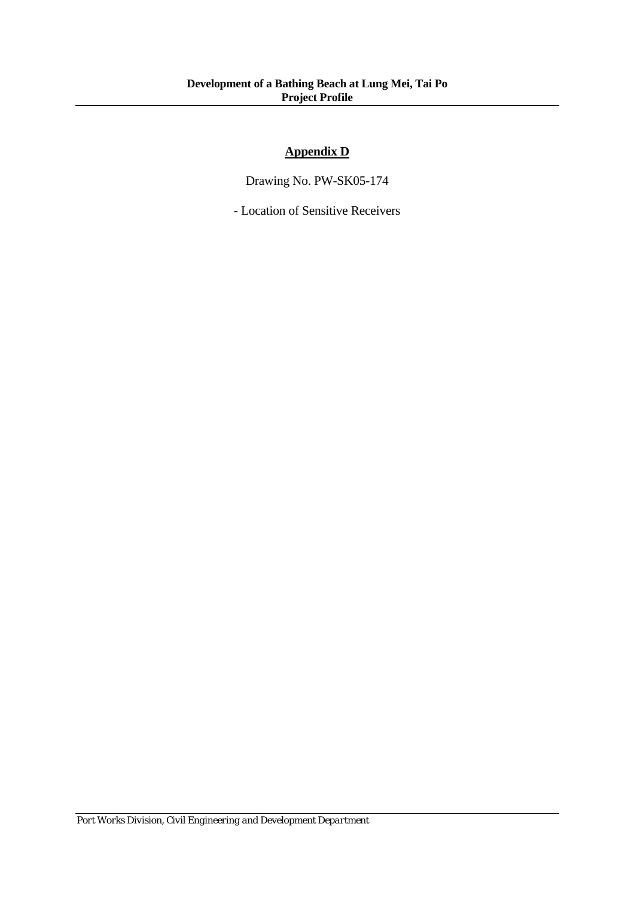## Appendix D

Drawing No. PW-SK05-174

- Location of Sensitive Receivers